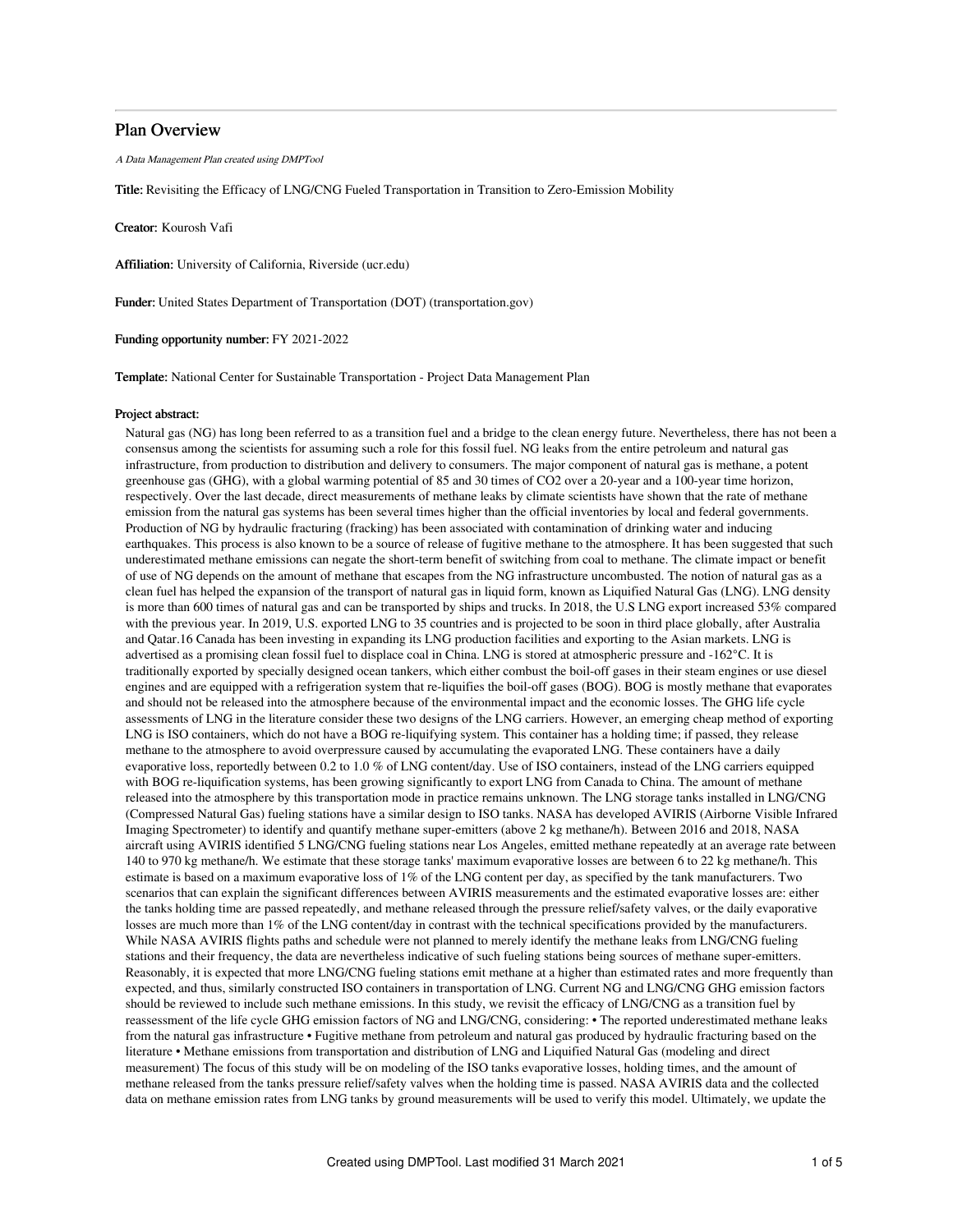# Plan Overview

*A Data Management Plan created using DMPTool*

**Title:** Revisiting the Efficacy of LNG/CNG Fueled Transportation in Transition to Zero-Emission Mobility

**Creator:** Kourosh Vafi

**Affiliation:** University of California, Riverside (ucr.edu)

**Funder:** United States Department of Transportation (DOT) (transportation.gov)

**Funding opportunity number:** FY 2021-2022

**Template:** National Center for Sustainable Transportation - Project Data Management Plan

**Project abstract:**

Natural gas (NG) has long been referred to as a transition fuel and a bridge to the clean energy future. Nevertheless, there has not been a consensus among the scientists for assuming such a role for this fossil fuel. NG leaks from the entire petroleum and natural gas infrastructure, from production to distribution and delivery to consumers. The major component of natural gas is methane, a potent greenhouse gas (GHG), with a global warming potential of 85 and 30 times of CO2 over a 20-year and a 100-year time horizon, respectively. Over the last decade, direct measurements of methane leaks by climate scientists have shown that the rate of methane emission from the natural gas systems has been several times higher than the official inventories by local and federal governments. Production of NG by hydraulic fracturing (fracking) has been associated with contamination of drinking water and inducing earthquakes. This process is also known to be a source of release of fugitive methane to the atmosphere. It has been suggested that such underestimated methane emissions can negate the short-term benefit of switching from coal to methane. The climate impact or benefit of use of NG depends on the amount of methane that escapes from the NG infrastructure uncombusted. The notion of natural gas as a clean fuel has helped the expansion of the transport of natural gas in liquid form, known as Liquified Natural Gas (LNG). LNG density is more than 600 times of natural gas and can be transported by ships and trucks. In 2018, the U.S LNG export increased 53% compared with the previous year. In 2019, U.S. exported LNG to 35 countries and is projected to be soon in third place globally, after Australia and Qatar.16 Canada has been investing in expanding its LNG production facilities and exporting to the Asian markets. LNG is advertised as a promising clean fossil fuel to displace coal in China. LNG is stored at atmospheric pressure and -162°C. It is traditionally exported by specially designed ocean tankers, which either combust the boil-off gases in their steam engines or use diesel engines and are equipped with a refrigeration system that re-liquifies the boil-off gases (BOG). BOG is mostly methane that evaporates and should not be released into the atmosphere because of the environmental impact and the economic losses. The GHG life cycle assessments of LNG in the literature consider these two designs of the LNG carriers. However, an emerging cheap method of exporting LNG is ISO containers, which do not have a BOG re-liquifying system. This container has a holding time; if passed, they release methane to the atmosphere to avoid overpressure caused by accumulating the evaporated LNG. These containers have a daily evaporative loss, reportedly between 0.2 to 1.0 % of LNG content/day. Use of ISO containers, instead of the LNG carriers equipped with BOG re-liquification systems, has been growing significantly to export LNG from Canada to China. The amount of methane released into the atmosphere by this transportation mode in practice remains unknown. The LNG storage tanks installed in LNG/CNG (Compressed Natural Gas) fueling stations have a similar design to ISO tanks. NASA has developed AVIRIS (Airborne Visible Infrared Imaging Spectrometer) to identify and quantify methane super-emitters (above 2 kg methane/h). Between 2016 and 2018, NASA aircraft using AVIRIS identified 5 LNG/CNG fueling stations near Los Angeles, emitted methane repeatedly at an average rate between 140 to 970 kg methane/h. We estimate that these storage tanks' maximum evaporative losses are between 6 to 22 kg methane/h. This estimate is based on a maximum evaporative loss of 1% of the LNG content per day, as specified by the tank manufacturers. Two scenarios that can explain the significant differences between AVIRIS measurements and the estimated evaporative losses are: either the tanks holding time are passed repeatedly, and methane released through the pressure relief/safety valves, or the daily evaporative losses are much more than 1% of the LNG content/day in contrast with the technical specifications provided by the manufacturers. While NASA AVIRIS flights paths and schedule were not planned to merely identify the methane leaks from LNG/CNG fueling stations and their frequency, the data are nevertheless indicative of such fueling stations being sources of methane super-emitters. Reasonably, it is expected that more LNG/CNG fueling stations emit methane at a higher than estimated rates and more frequently than expected, and thus, similarly constructed ISO containers in transportation of LNG. Current NG and LNG/CNG GHG emission factors should be reviewed to include such methane emissions. In this study, we revisit the efficacy of LNG/CNG as a transition fuel by reassessment of the life cycle GHG emission factors of NG and LNG/CNG, considering: • The reported underestimated methane leaks from the natural gas infrastructure • Fugitive methane from petroleum and natural gas produced by hydraulic fracturing based on the literature • Methane emissions from transportation and distribution of LNG and Liquified Natural Gas (modeling and direct measurement) The focus of this study will be on modeling of the ISO tanks evaporative losses, holding times, and the amount of methane released from the tanks pressure relief/safety valves when the holding time is passed. NASA AVIRIS data and the collected data on methane emission rates from LNG tanks by ground measurements will be used to verify this model. Ultimately, we update the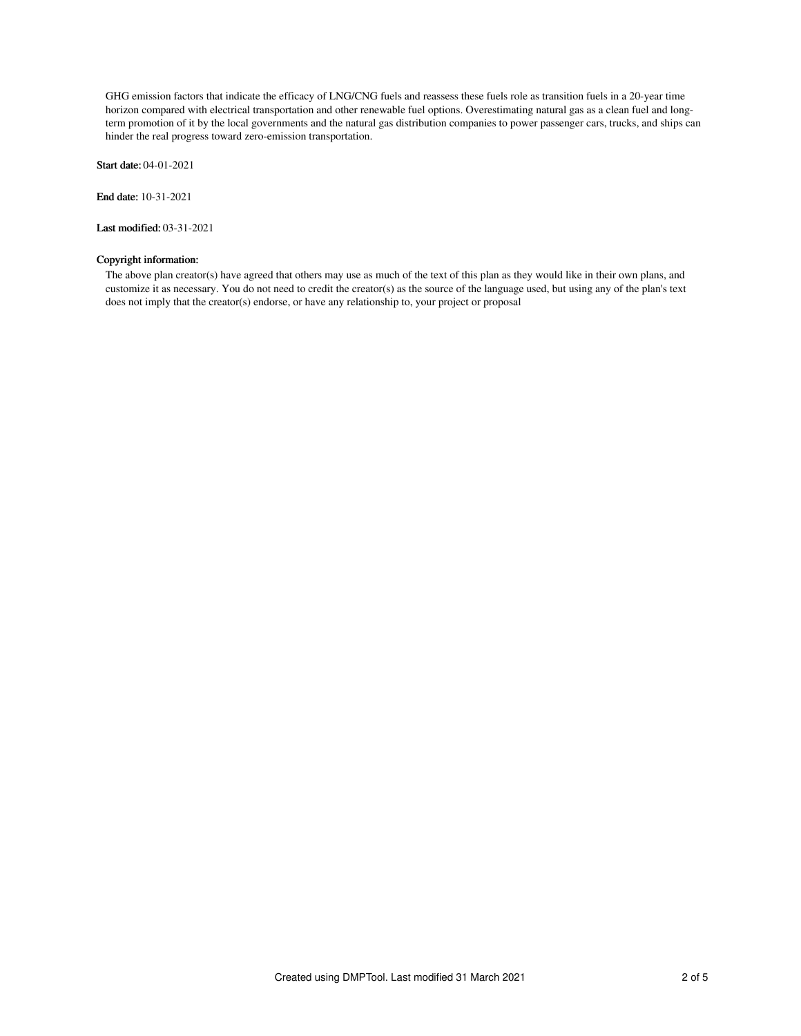GHG emission factors that indicate the efficacy of LNG/CNG fuels and reassess these fuels role as transition fuels in a 20-year time horizon compared with electrical transportation and other renewable fuel options. Overestimating natural gas as a clean fuel and long-term promotion of it by the local governments and the natural gas distribution companies to power passenger cars, trucks, and ships can hinder the real progress toward zero-emission transportation.

**Start date:** 04-01-2021

**End date:** 10-31-2021

**Last modified:** 03-31-2021

**Copyright information:**

The above plan creator(s) have agreed that others may use as much of the text of this plan as they would like in their own plans, and customize it as necessary. You do not need to credit the creator(s) as the source of the language used, but using any of the plan's text does not imply that the creator(s) endorse, or have any relationship to, your project or proposal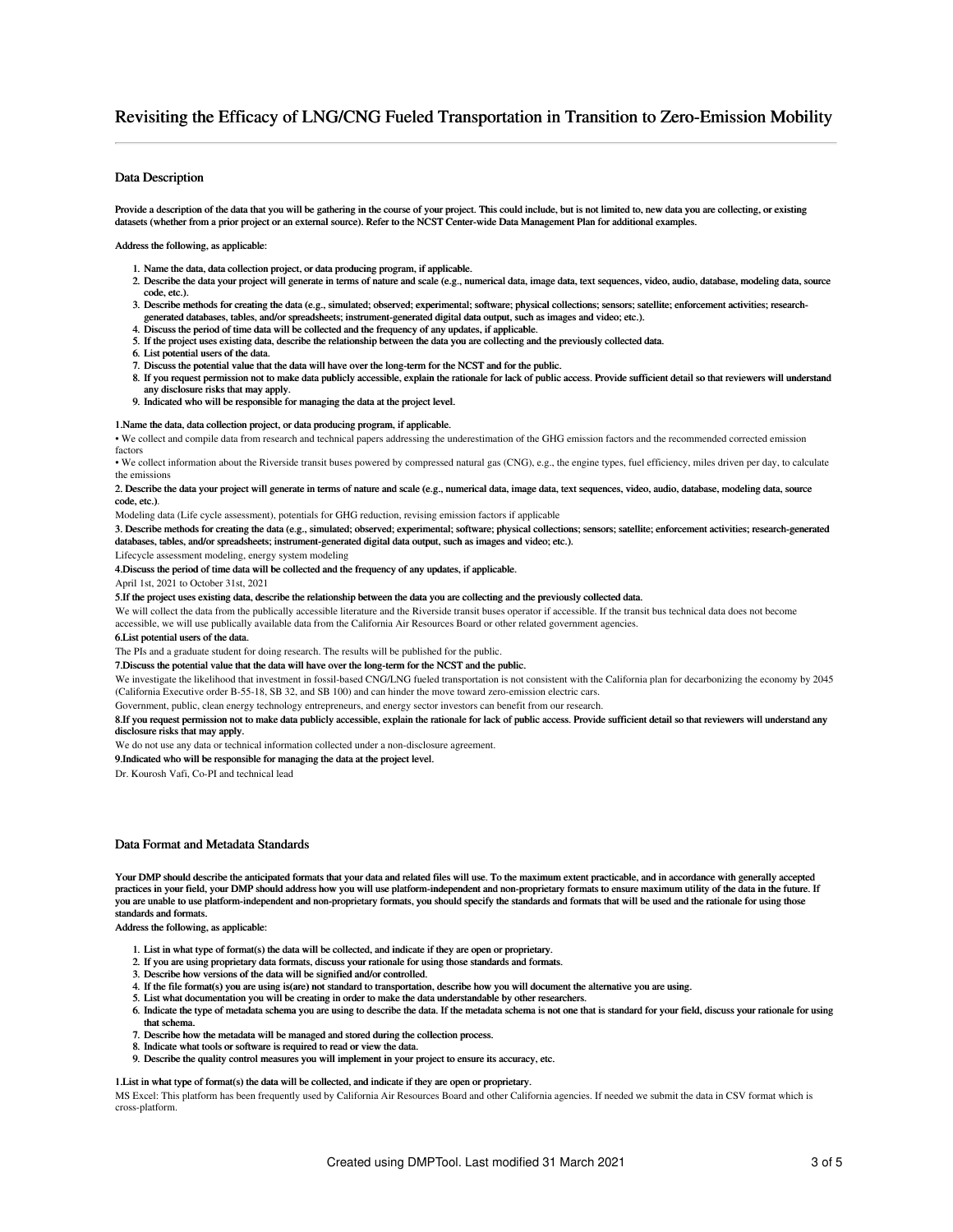# Revisiting the Efficacy of LNG/CNG Fueled Transportation in Transition to Zero-Emission Mobility

## Data Description

**Provide a description of the data that you will be gathering in the course of your project. This could include, but is not limited to, new data you are collecting, or existing datasets (whether from a prior project or an external source). Refer to the NCST Center-wide Data Management Plan for additional examples.**

**Address the following, as applicable:**

1. **Name the data, data collection project, or data producing program, if applicable.**
2. **Describe the data your project will generate in terms of nature and scale (e.g., numerical data, image data, text sequences, video, audio, database, modeling data, source code, etc.).**
3. **Describe methods for creating the data (e.g., simulated; observed; experimental; software; physical collections; sensors; satellite; enforcement activities; research-generated databases, tables, and/or spreadsheets; instrument-generated digital data output, such as images and video; etc.).**
4. **Discuss the period of time data will be collected and the frequency of any updates, if applicable.**
5. **If the project uses existing data, describe the relationship between the data you are collecting and the previously collected data.**
6. **List potential users of the data.**
7. **Discuss the potential value that the data will have over the long-term for the NCST and for the public.**
8. **If you request permission not to make data publicly accessible, explain the rationale for lack of public access. Provide sufficient detail so that reviewers will understand any disclosure risks that may apply.**
9. **Indicated who will be responsible for managing the data at the project level.**

**1.Name the data, data collection project, or data producing program, if applicable.**

• We collect and compile data from research and technical papers addressing the underestimation of the GHG emission factors and the recommended corrected emission factors

• We collect information about the Riverside transit buses powered by compressed natural gas (CNG), e.g., the engine types, fuel efficiency, miles driven per day, to calculate the emissions

**2. Describe the data your project will generate in terms of nature and scale (e.g., numerical data, image data, text sequences, video, audio, database, modeling data, source code, etc.)**.

Modeling data (Life cycle assessment), potentials for GHG reduction, revising emission factors if applicable

**3. Describe methods for creating the data (e.g., simulated; observed; experimental; software; physical collections; sensors; satellite; enforcement activities; research-generated databases, tables, and/or spreadsheets; instrument-generated digital data output, such as images and video; etc.).**

Lifecycle assessment modeling, energy system modeling

**4.Discuss the period of time data will be collected and the frequency of any updates, if applicable.**

April 1st, 2021 to October 31st, 2021

**5.If the project uses existing data, describe the relationship between the data you are collecting and the previously collected data.**

We will collect the data from the publically accessible literature and the Riverside transit buses operator if accessible. If the transit bus technical data does not become accessible, we will use publically available data from the California Air Resources Board or other related government agencies.

**6.List potential users of the data.**

The PIs and a graduate student for doing research. The results will be published for the public.

**7.Discuss the potential value that the data will have over the long-term for the NCST and the public.**

We investigate the likelihood that investment in fossil-based CNG/LNG fueled transportation is not consistent with the California plan for decarbonizing the economy by 2045 (California Executive order B-55-18, SB 32, and SB 100) and can hinder the move toward zero-emission electric cars.

Government, public, clean energy technology entrepreneurs, and energy sector investors can benefit from our research.

**8.If you request permission not to make data publicly accessible, explain the rationale for lack of public access. Provide sufficient detail so that reviewers will understand any disclosure risks that may apply.**

We do not use any data or technical information collected under a non-disclosure agreement.

**9.Indicated who will be responsible for managing the data at the project level.**

Dr. Kourosh Vafi, Co-PI and technical lead

## Data Format and Metadata Standards

**Your DMP should describe the anticipated formats that your data and related files will use. To the maximum extent practicable, and in accordance with generally accepted practices in your field, your DMP should address how you will use platform-independent and non-proprietary formats to ensure maximum utility of the data in the future. If you are unable to use platform-independent and non-proprietary formats, you should specify the standards and formats that will be used and the rationale for using those standards and formats.**

**Address the following, as applicable:**

1. **List in what type of format(s) the data will be collected, and indicate if they are open or proprietary.**
2. **If you are using proprietary data formats, discuss your rationale for using those standards and formats.**
3. **Describe how versions of the data will be signified and/or controlled.**
4. **If the file format(s) you are using is(are) not standard to transportation, describe how you will document the alternative you are using.**
5. **List what documentation you will be creating in order to make the data understandable by other researchers.**
6. **Indicate the type of metadata schema you are using to describe the data. If the metadata schema is not one that is standard for your field, discuss your rationale for using that schema.**
7. **Describe how the metadata will be managed and stored during the collection process.**
8. **Indicate what tools or software is required to read or view the data.**
9. **Describe the quality control measures you will implement in your project to ensure its accuracy, etc.**

**1.List in what type of format(s) the data will be collected, and indicate if they are open or proprietary.**

MS Excel: This platform has been frequently used by California Air Resources Board and other California agencies. If needed we submit the data in CSV format which is cross-platform.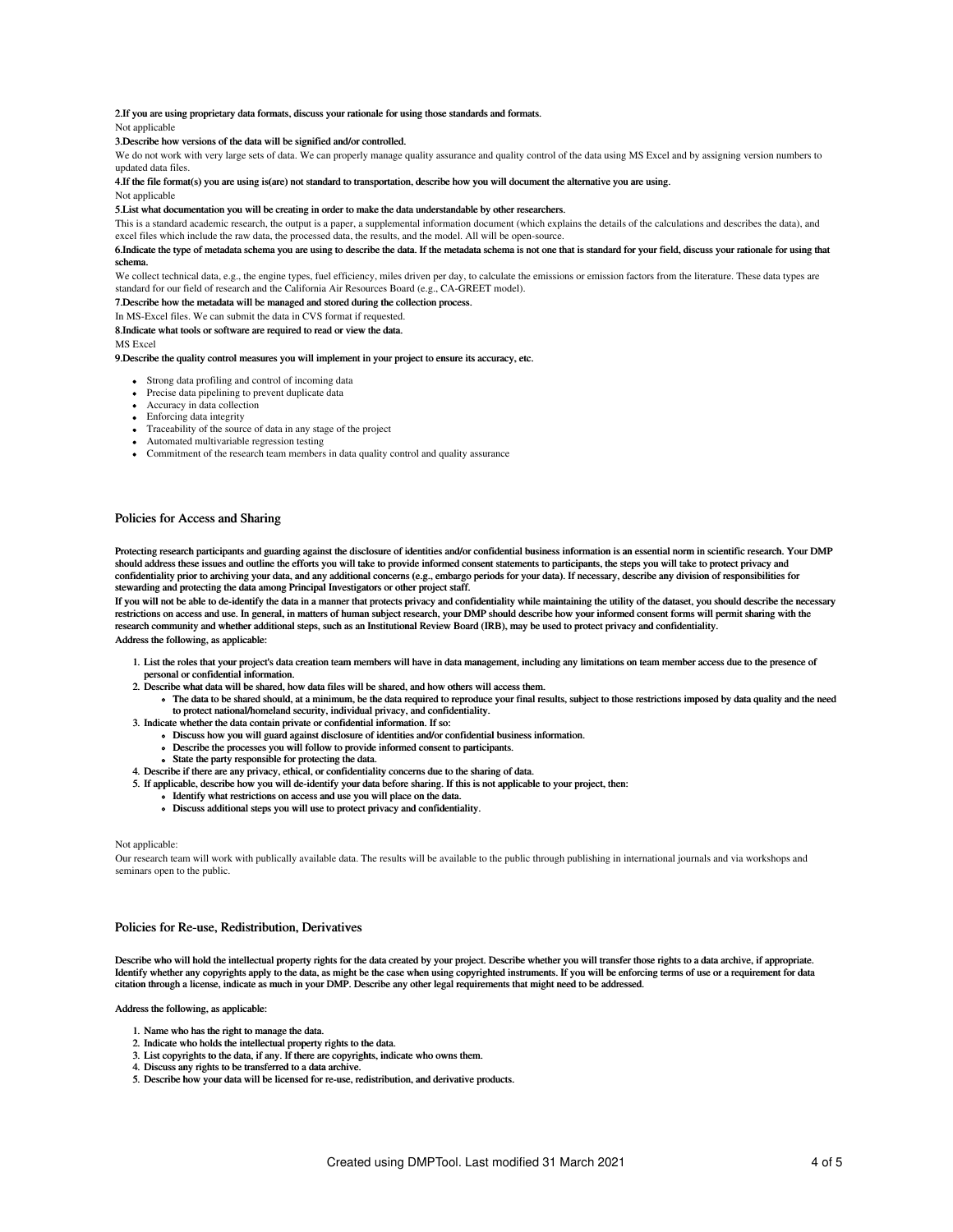**2.If you are using proprietary data formats, discuss your rationale for using those standards and formats.**

Not applicable

**3.Describe how versions of the data will be signified and/or controlled.**

We do not work with very large sets of data. We can properly manage quality assurance and quality control of the data using MS Excel and by assigning version numbers to updated data files.

**4.If the file format(s) you are using is(are) not standard to transportation, describe how you will document the alternative you are using.**

Not applicable

**5.List what documentation you will be creating in order to make the data understandable by other researchers.**

This is a standard academic research, the output is a paper, a supplemental information document (which explains the details of the calculations and describes the data), and excel files which include the raw data, the processed data, the results, and the model. All will be open-source.

**6.Indicate the type of metadata schema you are using to describe the data. If the metadata schema is not one that is standard for your field, discuss your rationale for using that schema.**

We collect technical data, e.g., the engine types, fuel efficiency, miles driven per day, to calculate the emissions or emission factors from the literature. These data types are standard for our field of research and the California Air Resources Board (e.g., CA-GREET model).

**7.Describe how the metadata will be managed and stored during the collection process.**

In MS-Excel files. We can submit the data in CVS format if requested.

**8.Indicate what tools or software are required to read or view the data.**

MS Excel

**9.Describe the quality control measures you will implement in your project to ensure its accuracy, etc.**

- Strong data profiling and control of incoming data
- Precise data pipelining to prevent duplicate data
- Accuracy in data collection
- Enforcing data integrity
- Traceability of the source of data in any stage of the project
- Automated multivariable regression testing
- Commitment of the research team members in data quality control and quality assurance

## Policies for Access and Sharing

**Protecting research participants and guarding against the disclosure of identities and/or confidential business information is an essential norm in scientific research. Your DMP should address these issues and outline the efforts you will take to provide informed consent statements to participants, the steps you will take to protect privacy and confidentiality prior to archiving your data, and any additional concerns (e.g., embargo periods for your data). If necessary, describe any division of responsibilities for stewarding and protecting the data among Principal Investigators or other project staff.**

**If you will not be able to de-identify the data in a manner that protects privacy and confidentiality while maintaining the utility of the dataset, you should describe the necessary restrictions on access and use. In general, in matters of human subject research, your DMP should describe how your informed consent forms will permit sharing with the research community and whether additional steps, such as an Institutional Review Board (IRB), may be used to protect privacy and confidentiality.**

**Address the following, as applicable:**

1. **List the roles that your project's data creation team members will have in data management, including any limitations on team member access due to the presence of personal or confidential information.**
2. **Describe what data will be shared, how data files will be shared, and how others will access them.**
    - **The data to be shared should, at a minimum, be the data required to reproduce your final results, subject to those restrictions imposed by data quality and the need to protect national/homeland security, individual privacy, and confidentiality.**
3. **Indicate whether the data contain private or confidential information. If so:**
    - **Discuss how you will guard against disclosure of identities and/or confidential business information.**
    - **Describe the processes you will follow to provide informed consent to participants.**
    - **State the party responsible for protecting the data.**
4. **Describe if there are any privacy, ethical, or confidentiality concerns due to the sharing of data.**
5. **If applicable, describe how you will de-identify your data before sharing. If this is not applicable to your project, then:**
    - **Identify what restrictions on access and use you will place on the data.**
    - **Discuss additional steps you will use to protect privacy and confidentiality.**

Not applicable:

Our research team will work with publically available data. The results will be available to the public through publishing in international journals and via workshops and seminars open to the public.

## Policies for Re-use, Redistribution, Derivatives

**Describe who will hold the intellectual property rights for the data created by your project. Describe whether you will transfer those rights to a data archive, if appropriate. Identify whether any copyrights apply to the data, as might be the case when using copyrighted instruments. If you will be enforcing terms of use or a requirement for data citation through a license, indicate as much in your DMP. Describe any other legal requirements that might need to be addressed.**

**Address the following, as applicable:**

1. **Name who has the right to manage the data.**
2. **Indicate who holds the intellectual property rights to the data.**
3. **List copyrights to the data, if any. If there are copyrights, indicate who owns them.**
4. **Discuss any rights to be transferred to a data archive.**
5. **Describe how your data will be licensed for re-use, redistribution, and derivative products.**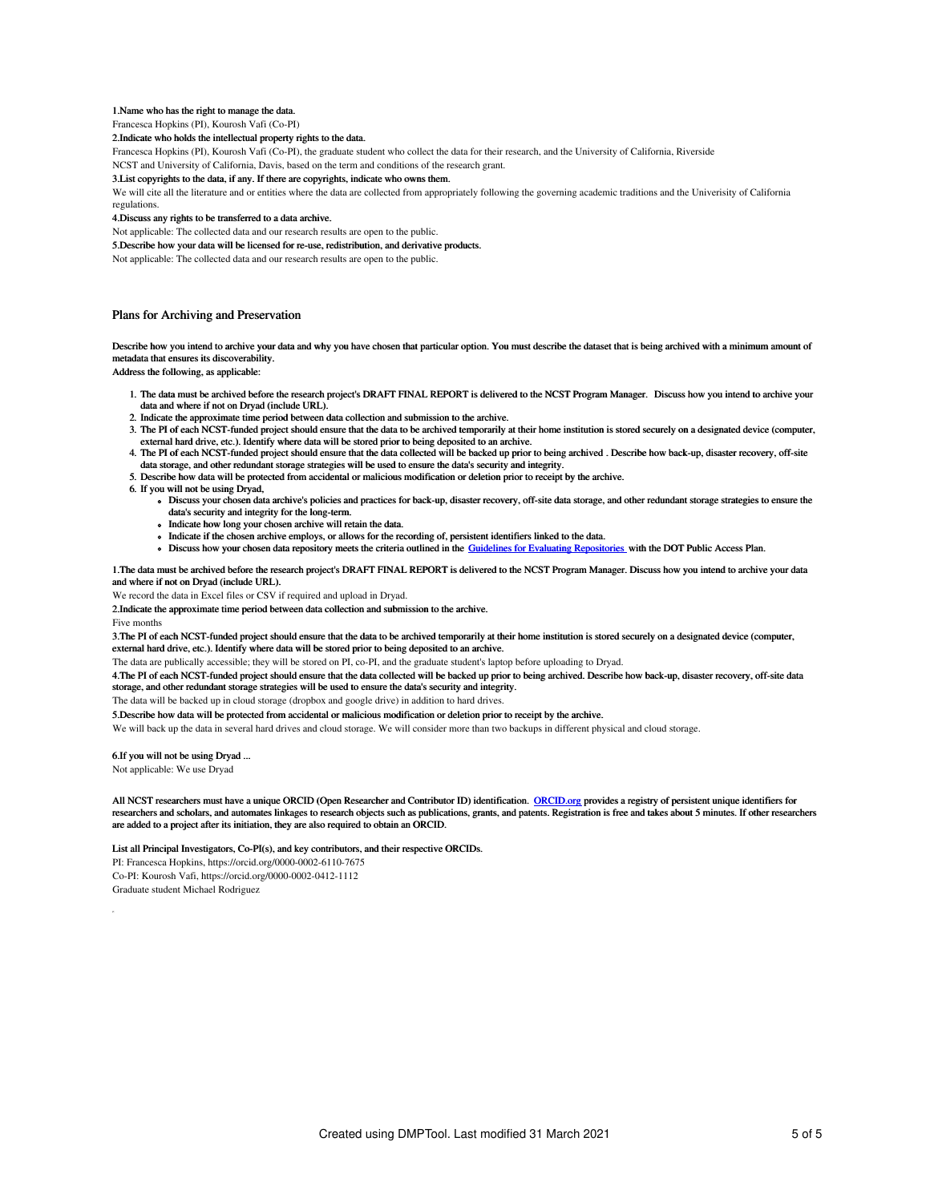**1.Name who has the right to manage the data.**

Francesca Hopkins (PI), Kourosh Vafi (Co-PI)

**2.Indicate who holds the intellectual property rights to the data.**

Francesca Hopkins (PI), Kourosh Vafi (Co-PI), the graduate student who collect the data for their research, and the University of California, Riverside

NCST and University of California, Davis, based on the term and conditions of the research grant.

**3.List copyrights to the data, if any. If there are copyrights, indicate who owns them.**

We will cite all the literature and or entities where the data are collected from appropriately following the governing academic traditions and the Univerisity of California regulations.

**4.Discuss any rights to be transferred to a data archive.**

Not applicable: The collected data and our research results are open to the public.

**5.Describe how your data will be licensed for re-use, redistribution, and derivative products.**

Not applicable: The collected data and our research results are open to the public.

## Plans for Archiving and Preservation

**Describe how you intend to archive your data and why you have chosen that particular option. You must describe the dataset that is being archived with a minimum amount of metadata that ensures its discoverability.**

**Address the following, as applicable:**

1. **The data must be archived before the research project's DRAFT FINAL REPORT is delivered to the NCST Program Manager. Discuss how you intend to archive your data and where if not on Dryad (include URL).**
2. **Indicate the approximate time period between data collection and submission to the archive.**
3. **The PI of each NCST-funded project should ensure that the data to be archived temporarily at their home institution is stored securely on a designated device (computer, external hard drive, etc.). Identify where data will be stored prior to being deposited to an archive.**
4. **The PI of each NCST-funded project should ensure that the data collected will be backed up prior to being archived . Describe how back-up, disaster recovery, off-site data storage, and other redundant storage strategies will be used to ensure the data's security and integrity.**
5. **Describe how data will be protected from accidental or malicious modification or deletion prior to receipt by the archive.**
6. **If you will not be using Dryad,**
   - **Discuss your chosen data archive's policies and practices for back-up, disaster recovery, off-site data storage, and other redundant storage strategies to ensure the data's security and integrity for the long-term.**
   - **Indicate how long your chosen archive will retain the data.**
   - **Indicate if the chosen archive employs, or allows for the recording of, persistent identifiers linked to the data.**
   - **Discuss how your chosen data repository meets the criteria outlined in the Guidelines for Evaluating Repositories with the DOT Public Access Plan.**

**1.The data must be archived before the research project's DRAFT FINAL REPORT is delivered to the NCST Program Manager. Discuss how you intend to archive your data and where if not on Dryad (include URL).**

We record the data in Excel files or CSV if required and upload in Dryad.

**2.Indicate the approximate time period between data collection and submission to the archive.**

Five months

**3.The PI of each NCST-funded project should ensure that the data to be archived temporarily at their home institution is stored securely on a designated device (computer, external hard drive, etc.). Identify where data will be stored prior to being deposited to an archive.**

The data are publically accessible; they will be stored on PI, co-PI, and the graduate student's laptop before uploading to Dryad.

**4.The PI of each NCST-funded project should ensure that the data collected will be backed up prior to being archived. Describe how back-up, disaster recovery, off-site data storage, and other redundant storage strategies will be used to ensure the data's security and integrity.**

The data will be backed up in cloud storage (dropbox and google drive) in addition to hard drives.

**5.Describe how data will be protected from accidental or malicious modification or deletion prior to receipt by the archive.**

We will back up the data in several hard drives and cloud storage. We will consider more than two backups in different physical and cloud storage.

**6.If you will not be using Dryad ...**

Not applicable: We use Dryad

**All NCST researchers must have a unique ORCID (Open Researcher and Contributor ID) identification. ORCID.org provides a registry of persistent unique identifiers for researchers and scholars, and automates linkages to research objects such as publications, grants, and patents. Registration is free and takes about 5 minutes. If other researchers are added to a project after its initiation, they are also required to obtain an ORCID.**

**List all Principal Investigators, Co-PI(s), and key contributors, and their respective ORCIDs.**

PI: Francesca Hopkins, https://orcid.org/0000-0002-6110-7675

Co-PI: Kourosh Vafi, https://orcid.org/0000-0002-0412-1112

Graduate student Michael Rodriguez